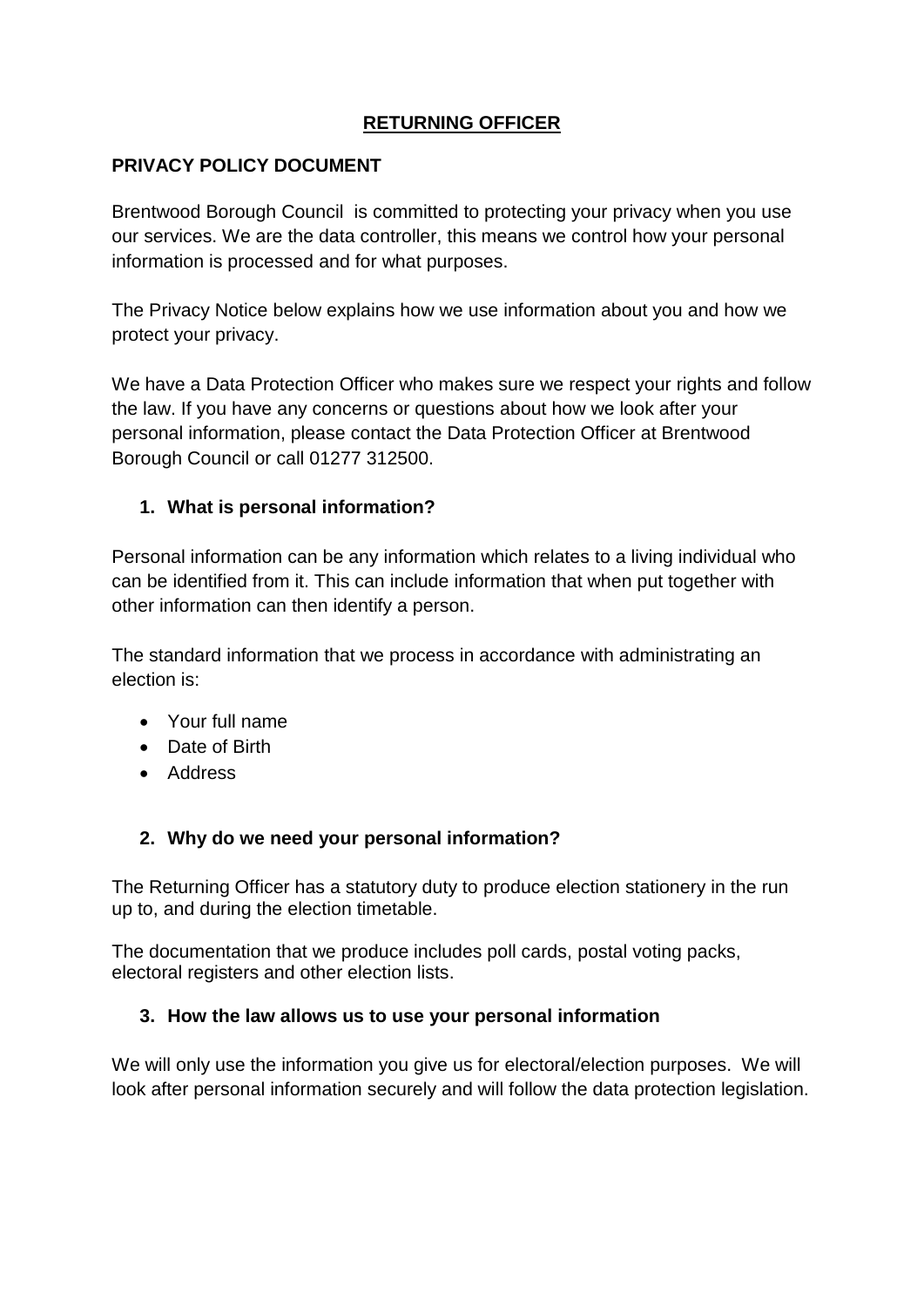# RETURNING OFFICER

## PRIVACY POLICY DOCUMENT

Brentwood Borough Council is committed to protecting your privacy when you use our services. We are the data controller, this means we control how your personal information is processed and for what purposes.

The Privacy Notice below explains how we use information about you and how we protect your privacy.

We have a Data Protection Officer who makes sure we respect your rights and follow the law. If you have any concerns or questions about how we look after your personal information, please contact the Data Protection Officer at Brentwood Borough Council or call 01277 312500.

### 1. What is personal information?

Personal information can be any information which relates to a living individual who can be identified from it. This can include information that when put together with other information can then identify a person.

The standard information that we process in accordance with administrating an election is:

- Your full name
- Date of Birth
- Address

### 2. Why do we need your personal information?

The Returning Officer has a statutory duty to produce election stationery in the run up to, and during the election timetable.

The documentation that we produce includes poll cards, postal voting packs, electoral registers and other election lists.

### 3. How the law allows us to use your personal information

We will only use the information you give us for electoral/election purposes. We will look after personal information securely and will follow the data protection legislation.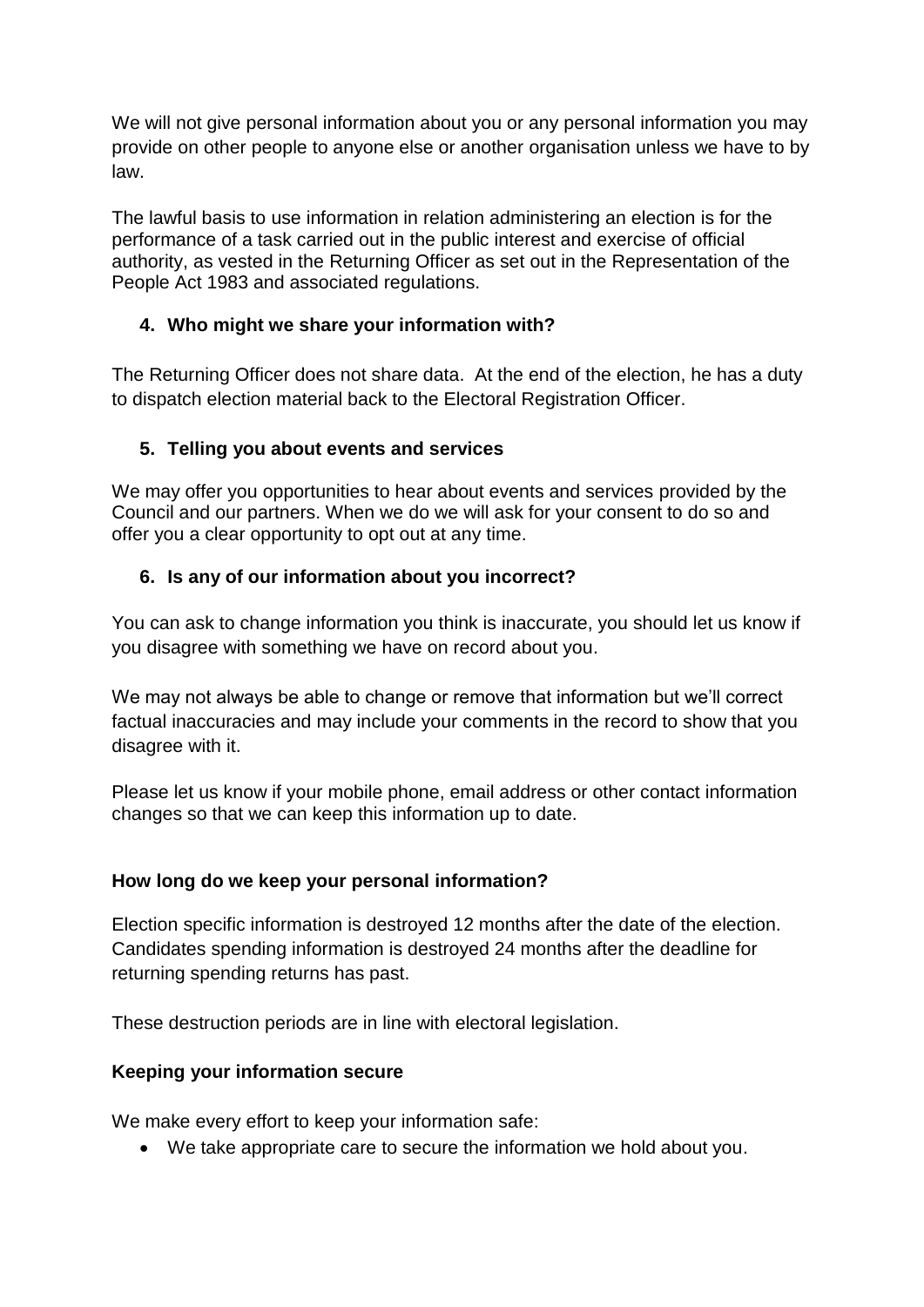We will not give personal information about you or any personal information you may provide on other people to anyone else or another organisation unless we have to by law.

The lawful basis to use information in relation administering an election is for the performance of a task carried out in the public interest and exercise of official authority, as vested in the Returning Officer as set out in the Representation of the People Act 1983 and associated regulations.

## 4. Who might we share your information with?

The Returning Officer does not share data. At the end of the election, he has a duty to dispatch election material back to the Electoral Registration Officer.

## 5. Telling you about events and services

We may offer you opportunities to hear about events and services provided by the Council and our partners. When we do we will ask for your consent to do so and offer you a clear opportunity to opt out at any time.

## 6. Is any of our information about you incorrect?

You can ask to change information you think is inaccurate, you should let us know if you disagree with something we have on record about you.

We may not always be able to change or remove that information but we'll correct factual inaccuracies and may include your comments in the record to show that you disagree with it.

Please let us know if your mobile phone, email address or other contact information changes so that we can keep this information up to date.

## How long do we keep your personal information?

Election specific information is destroyed 12 months after the date of the election. Candidates spending information is destroyed 24 months after the deadline for returning spending returns has past.

These destruction periods are in line with electoral legislation.

## Keeping your information secure

We make every effort to keep your information safe:

- We take appropriate care to secure the information we hold about you.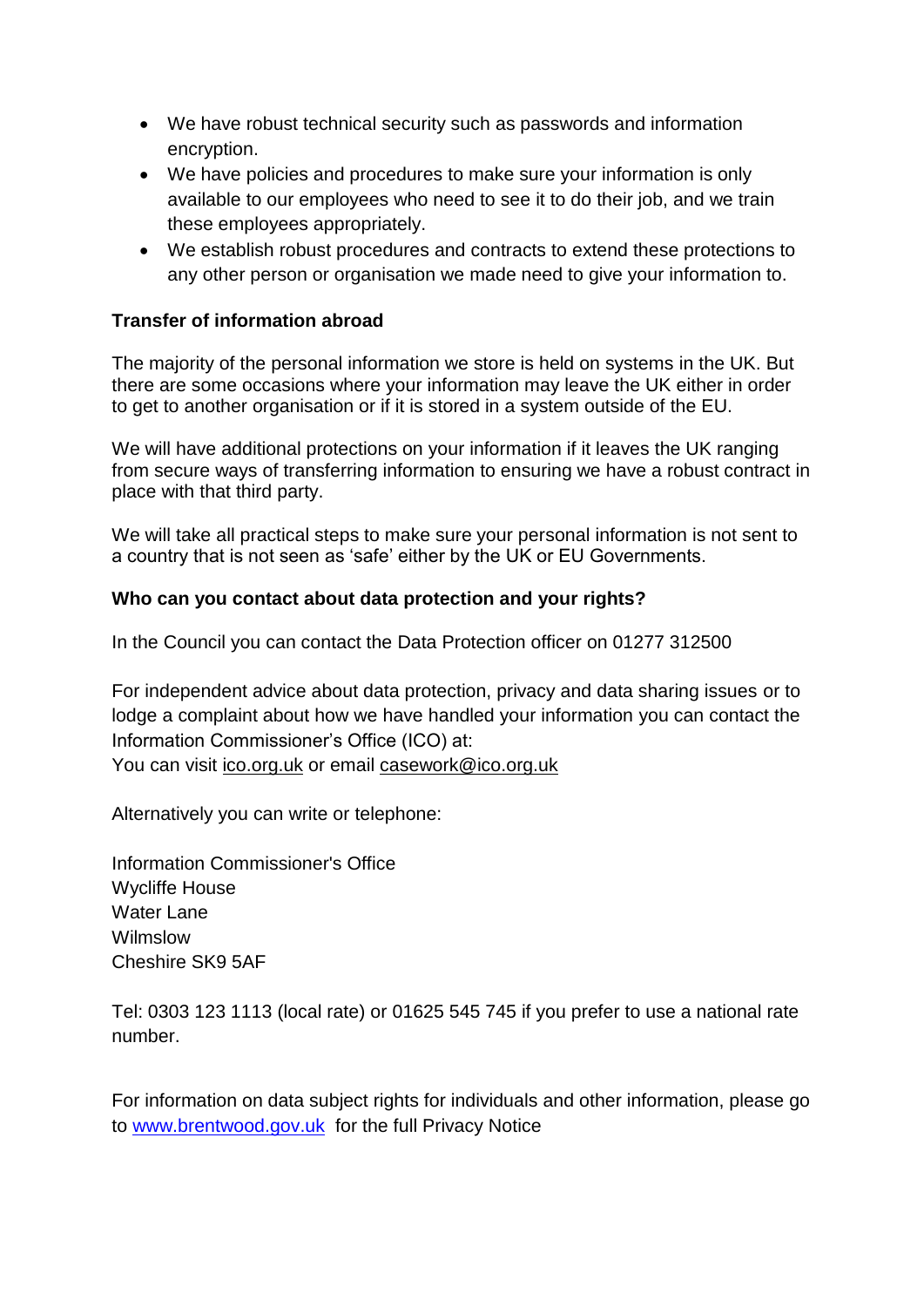- We have robust technical security such as passwords and information encryption.
- We have policies and procedures to make sure your information is only available to our employees who need to see it to do their job, and we train these employees appropriately.
- We establish robust procedures and contracts to extend these protections to any other person or organisation we made need to give your information to.

**Transfer of information abroad**

The majority of the personal information we store is held on systems in the UK. But there are some occasions where your information may leave the UK either in order to get to another organisation or if it is stored in a system outside of the EU.

We will have additional protections on your information if it leaves the UK ranging from secure ways of transferring information to ensuring we have a robust contract in place with that third party.

We will take all practical steps to make sure your personal information is not sent to a country that is not seen as 'safe' either by the UK or EU Governments.

**Who can you contact about data protection and your rights?**

In the Council you can contact the Data Protection officer on 01277 312500

For independent advice about data protection, privacy and data sharing issues or to lodge a complaint about how we have handled your information you can contact the Information Commissioner's Office (ICO) at:
You can visit ico.org.uk or email casework@ico.org.uk

Alternatively you can write or telephone:

Information Commissioner's Office
Wycliffe House
Water Lane
Wilmslow
Cheshire SK9 5AF

Tel: 0303 123 1113 (local rate) or 01625 545 745 if you prefer to use a national rate number.

For information on data subject rights for individuals and other information, please go to www.brentwood.gov.uk for the full Privacy Notice